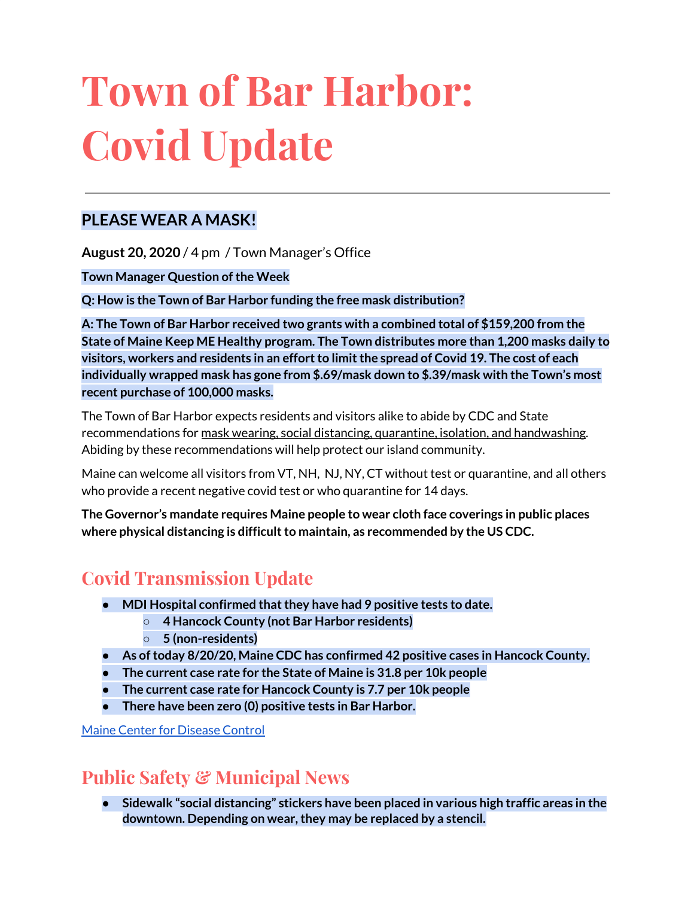# Town of Bar Harbor: Covid Update

---

## PLEASE WEAR A MASK!

**August 20, 2020** / 4 pm / Town Manager's Office

**Town Manager Question of the Week**

**Q: How is the Town of Bar Harbor funding the free mask distribution?**

**A: The Town of Bar Harbor received two grants with a combined total of $159,200 from the State of Maine Keep ME Healthy program. The Town distributes more than 1,200 masks daily to visitors, workers and residents in an effort to limit the spread of Covid 19. The cost of each individually wrapped mask has gone from $.69/mask down to $.39/mask with the Town's most recent purchase of 100,000 masks.**

The Town of Bar Harbor expects residents and visitors alike to abide by CDC and State recommendations for mask wearing, social distancing, quarantine, isolation, and handwashing. Abiding by these recommendations will help protect our island community.

Maine can welcome all visitors from VT, NH, NJ, NY, CT without test or quarantine, and all others who provide a recent negative covid test or who quarantine for 14 days.

**The Governor's mandate requires Maine people to wear cloth face coverings in public places where physical distancing is difficult to maintain, as recommended by the US CDC.**

## Covid Transmission Update

- **MDI Hospital confirmed that they have had 9 positive tests to date.**
  - **4 Hancock County (not Bar Harbor residents)**
  - **5 (non-residents)**
- **As of today 8/20/20, Maine CDC has confirmed 42 positive cases in Hancock County.**
- **The current case rate for the State of Maine is 31.8 per 10k people**
- **The current case rate for Hancock County is 7.7 per 10k people**
- **There have been zero (0) positive tests in Bar Harbor.**

Maine Center for Disease Control

## Public Safety & Municipal News

- **Sidewalk "social distancing" stickers have been placed in various high traffic areas in the downtown. Depending on wear, they may be replaced by a stencil.**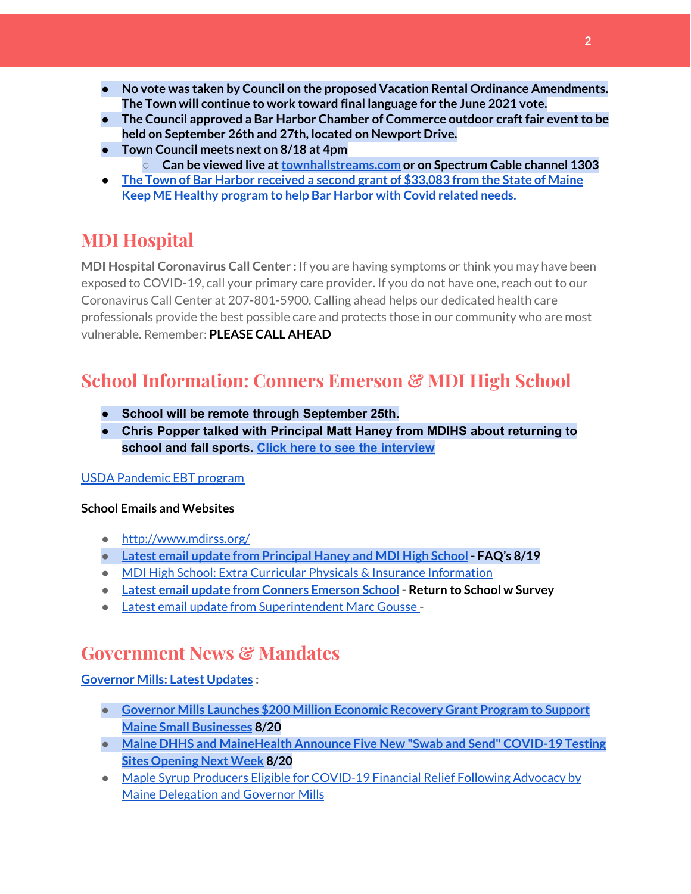- **No vote was taken by Council on the proposed Vacation Rental Ordinance Amendments. The Town will continue to work toward final language for the June 2021 vote.**
- **The Council approved a Bar Harbor Chamber of Commerce outdoor craft fair event to be held on September 26th and 27th, located on Newport Drive.**
- **Town Council meets next on 8/18 at 4pm**
  - **Can be viewed live at townhallstreams.com or on Spectrum Cable channel 1303**
- **The Town of Bar Harbor received a second grant of $33,083 from the State of Maine Keep ME Healthy program to help Bar Harbor with Covid related needs.**

## MDI Hospital

**MDI Hospital Coronavirus Call Center :** If you are having symptoms or think you may have been exposed to COVID-19, call your primary care provider. If you do not have one, reach out to our Coronavirus Call Center at 207-801-5900. Calling ahead helps our dedicated health care professionals provide the best possible care and protects those in our community who are most vulnerable. Remember: **PLEASE CALL AHEAD**

## School Information: Conners Emerson & MDI High School

- **School will be remote through September 25th.**
- **Chris Popper talked with Principal Matt Haney from MDIHS about returning to school and fall sports. Click here to see the interview**

USDA Pandemic EBT program

**School Emails and Websites**

- http://www.mdirss.org/
- **Latest email update from Principal Haney and MDI High School - FAQ's 8/19**
- MDI High School: Extra Curricular Physicals & Insurance Information
- **Latest email update from Conners Emerson School - Return to School w Survey**
- Latest email update from Superintendent Marc Gousse -

## Government News & Mandates

**Governor Mills: Latest Updates :**

- **Governor Mills Launches $200 Million Economic Recovery Grant Program to Support Maine Small Businesses 8/20**
- **Maine DHHS and MaineHealth Announce Five New "Swab and Send" COVID-19 Testing Sites Opening Next Week 8/20**
- Maple Syrup Producers Eligible for COVID-19 Financial Relief Following Advocacy by Maine Delegation and Governor Mills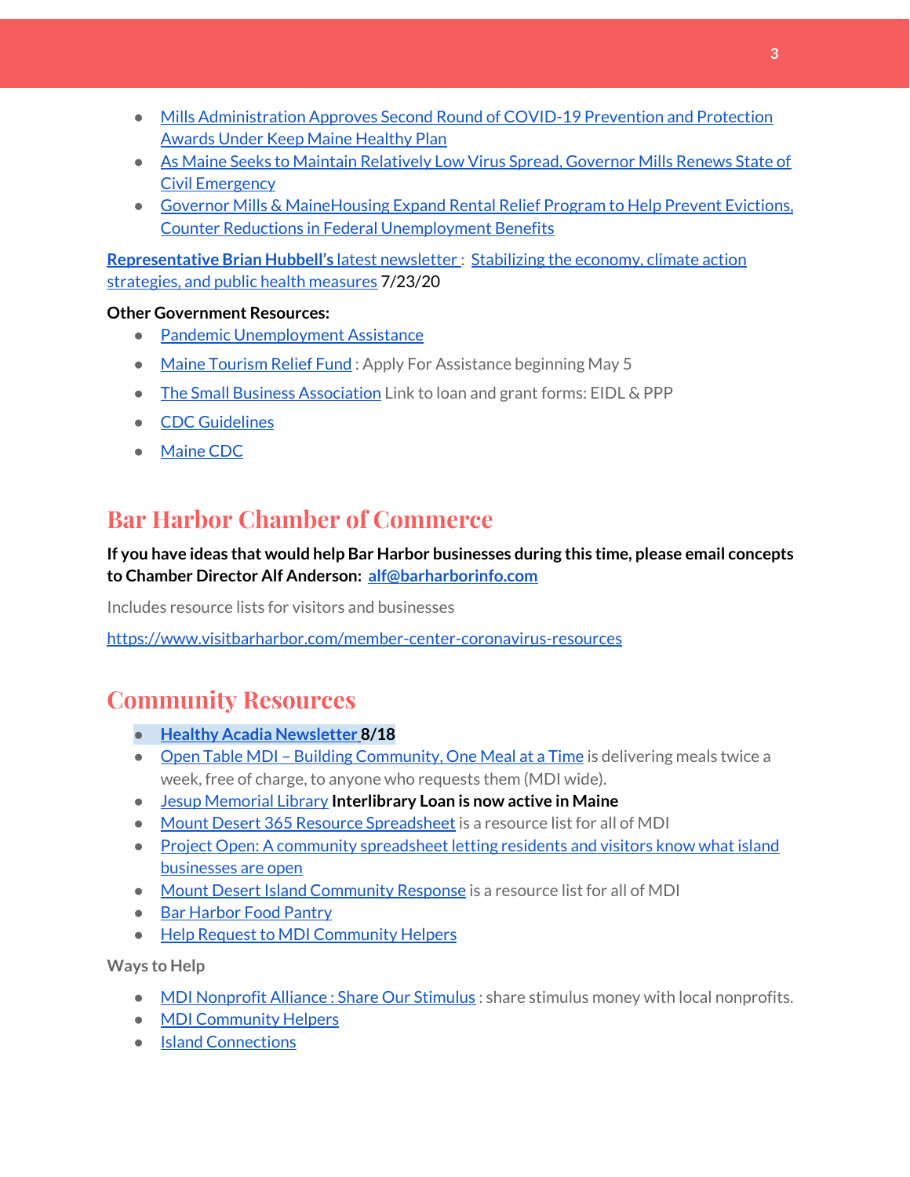- Mills Administration Approves Second Round of COVID-19 Prevention and Protection Awards Under Keep Maine Healthy Plan
- As Maine Seeks to Maintain Relatively Low Virus Spread, Governor Mills Renews State of Civil Emergency
- Governor Mills & MaineHousing Expand Rental Relief Program to Help Prevent Evictions, Counter Reductions in Federal Unemployment Benefits

**Representative Brian Hubbell's** latest newsletter : Stabilizing the economy, climate action strategies, and public health measures 7/23/20

**Other Government Resources:**

- Pandemic Unemployment Assistance
- Maine Tourism Relief Fund : Apply For Assistance beginning May 5
- The Small Business Association Link to loan and grant forms: EIDL & PPP
- CDC Guidelines
- Maine CDC

## Bar Harbor Chamber of Commerce

**If you have ideas that would help Bar Harbor businesses during this time, please email concepts to Chamber Director Alf Anderson: alf@barharborinfo.com**

Includes resource lists for visitors and businesses

https://www.visitbarharbor.com/member-center-coronavirus-resources

## Community Resources

- **Healthy Acadia Newsletter 8/18**
- Open Table MDI – Building Community, One Meal at a Time is delivering meals twice a week, free of charge, to anyone who requests them (MDI wide).
- Jesup Memorial Library **Interlibrary Loan is now active in Maine**
- Mount Desert 365 Resource Spreadsheet is a resource list for all of MDI
- Project Open: A community spreadsheet letting residents and visitors know what island businesses are open
- Mount Desert Island Community Response is a resource list for all of MDI
- Bar Harbor Food Pantry
- Help Request to MDI Community Helpers

Ways to Help

- MDI Nonprofit Alliance : Share Our Stimulus : share stimulus money with local nonprofits.
- MDI Community Helpers
- Island Connections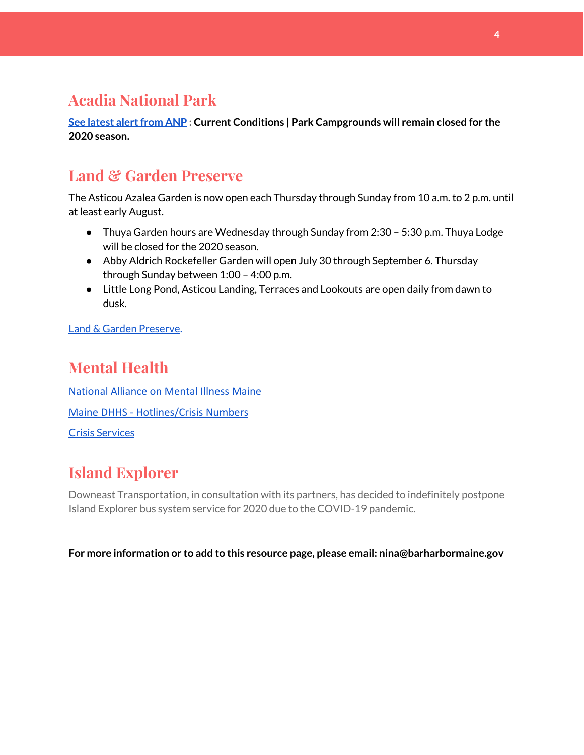## Acadia National Park

[See latest alert from ANP](#) **: Current Conditions | Park Campgrounds will remain closed for the 2020 season.**

## Land & Garden Preserve

The Asticou Azalea Garden is now open each Thursday through Sunday from 10 a.m. to 2 p.m. until at least early August.

- Thuya Garden hours are Wednesday through Sunday from 2:30 – 5:30 p.m. Thuya Lodge will be closed for the 2020 season.
- Abby Aldrich Rockefeller Garden will open July 30 through September 6. Thursday through Sunday between 1:00 – 4:00 p.m.
- Little Long Pond, Asticou Landing, Terraces and Lookouts are open daily from dawn to dusk.

[Land & Garden Preserve](#).

## Mental Health

[National Alliance on Mental Illness Maine](#)

[Maine DHHS - Hotlines/Crisis Numbers](#)

[Crisis Services](#)

## Island Explorer

Downeast Transportation, in consultation with its partners, has decided to indefinitely postpone Island Explorer bus system service for 2020 due to the COVID-19 pandemic.

**For more information or to add to this resource page, please email: nina@barharbormaine.gov**